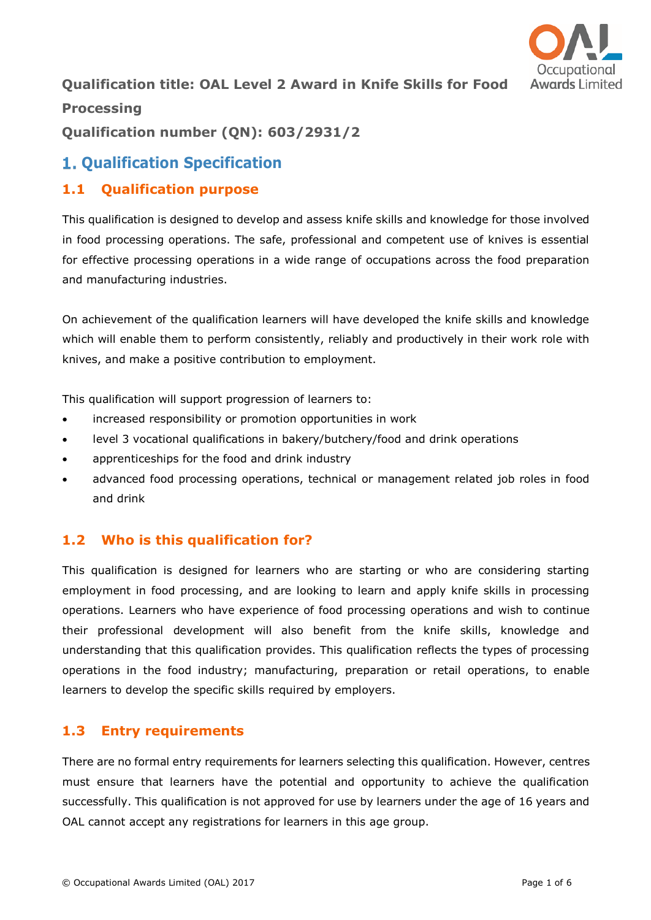**Qualification title: OAL Level 2 Award in Knife Skills for Food Processing**

**Qualification number (QN): 603/2931/2**

# 1. Qualification Specification

## 1.1 Qualification purpose

This qualification is designed to develop and assess knife skills and knowledge for those involved in food processing operations. The safe, professional and competent use of knives is essential for effective processing operations in a wide range of occupations across the food preparation and manufacturing industries.

On achievement of the qualification learners will have developed the knife skills and knowledge which will enable them to perform consistently, reliably and productively in their work role with knives, and make a positive contribution to employment.

This qualification will support progression of learners to:

- increased responsibility or promotion opportunities in work
- level 3 vocational qualifications in bakery/butchery/food and drink operations
- apprenticeships for the food and drink industry
- advanced food processing operations, technical or management related job roles in food and drink

## 1.2 Who is this qualification for?

This qualification is designed for learners who are starting or who are considering starting employment in food processing, and are looking to learn and apply knife skills in processing operations. Learners who have experience of food processing operations and wish to continue their professional development will also benefit from the knife skills, knowledge and understanding that this qualification provides. This qualification reflects the types of processing operations in the food industry; manufacturing, preparation or retail operations, to enable learners to develop the specific skills required by employers.

## 1.3 Entry requirements

There are no formal entry requirements for learners selecting this qualification. However, centres must ensure that learners have the potential and opportunity to achieve the qualification successfully. This qualification is not approved for use by learners under the age of 16 years and OAL cannot accept any registrations for learners in this age group.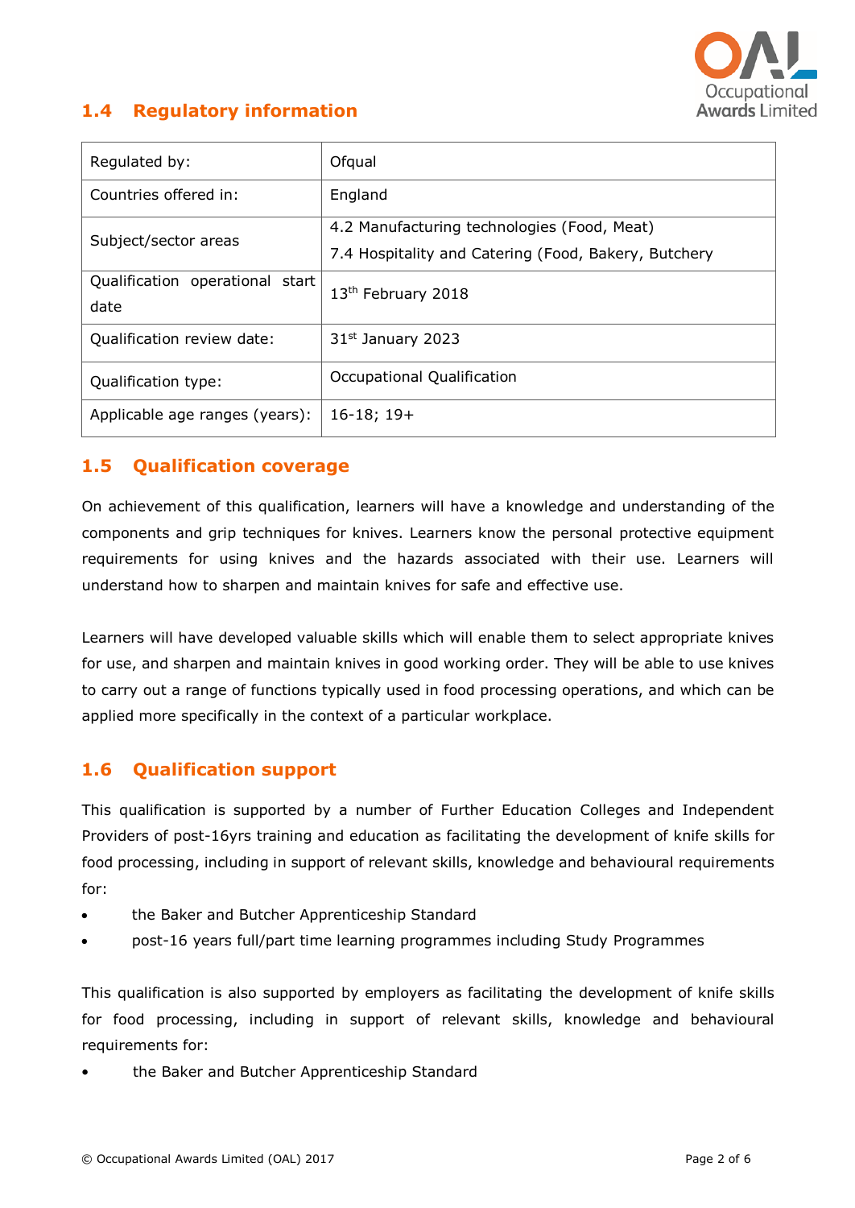## 1.4 Regulatory information

| | |
|---|---|
| Regulated by: | Ofqual |
| Countries offered in: | England |
| Subject/sector areas | 4.2 Manufacturing technologies (Food, Meat)<br>7.4 Hospitality and Catering (Food, Bakery, Butchery |
| Qualification operational start date | 13th February 2018 |
| Qualification review date: | 31st January 2023 |
| Qualification type: | Occupational Qualification |
| Applicable age ranges (years): | 16-18; 19+ |

## 1.5 Qualification coverage

On achievement of this qualification, learners will have a knowledge and understanding of the components and grip techniques for knives. Learners know the personal protective equipment requirements for using knives and the hazards associated with their use. Learners will understand how to sharpen and maintain knives for safe and effective use.

Learners will have developed valuable skills which will enable them to select appropriate knives for use, and sharpen and maintain knives in good working order. They will be able to use knives to carry out a range of functions typically used in food processing operations, and which can be applied more specifically in the context of a particular workplace.

## 1.6 Qualification support

This qualification is supported by a number of Further Education Colleges and Independent Providers of post-16yrs training and education as facilitating the development of knife skills for food processing, including in support of relevant skills, knowledge and behavioural requirements for:

- the Baker and Butcher Apprenticeship Standard
- post-16 years full/part time learning programmes including Study Programmes

This qualification is also supported by employers as facilitating the development of knife skills for food processing, including in support of relevant skills, knowledge and behavioural requirements for:

- the Baker and Butcher Apprenticeship Standard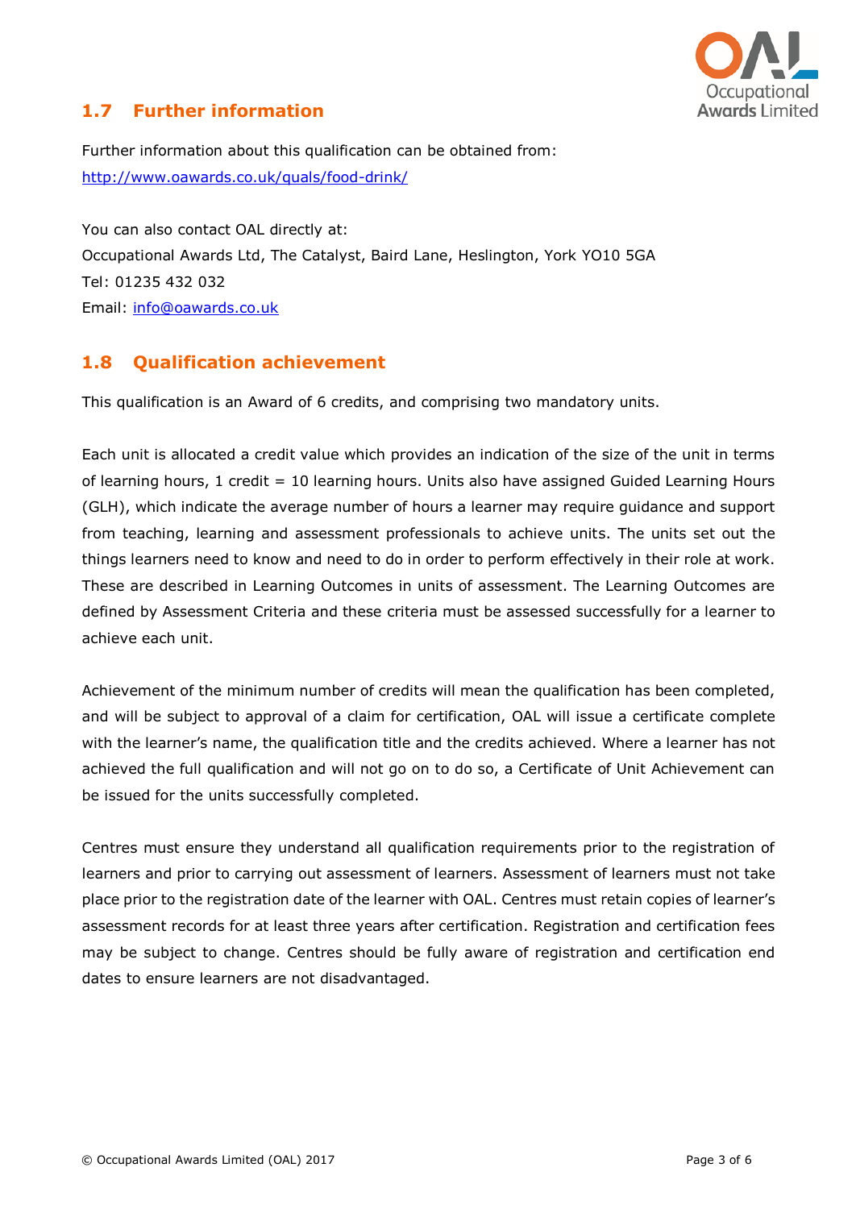## 1.7 Further information

Further information about this qualification can be obtained from:
[http://www.oawards.co.uk/quals/food-drink/](http://www.oawards.co.uk/quals/food-drink/)

You can also contact OAL directly at:
Occupational Awards Ltd, The Catalyst, Baird Lane, Heslington, York YO10 5GA
Tel: 01235 432 032
Email: [info@oawards.co.uk](mailto:info@oawards.co.uk)

## 1.8 Qualification achievement

This qualification is an Award of 6 credits, and comprising two mandatory units.

Each unit is allocated a credit value which provides an indication of the size of the unit in terms of learning hours, 1 credit = 10 learning hours. Units also have assigned Guided Learning Hours (GLH), which indicate the average number of hours a learner may require guidance and support from teaching, learning and assessment professionals to achieve units. The units set out the things learners need to know and need to do in order to perform effectively in their role at work. These are described in Learning Outcomes in units of assessment. The Learning Outcomes are defined by Assessment Criteria and these criteria must be assessed successfully for a learner to achieve each unit.

Achievement of the minimum number of credits will mean the qualification has been completed, and will be subject to approval of a claim for certification, OAL will issue a certificate complete with the learner's name, the qualification title and the credits achieved. Where a learner has not achieved the full qualification and will not go on to do so, a Certificate of Unit Achievement can be issued for the units successfully completed.

Centres must ensure they understand all qualification requirements prior to the registration of learners and prior to carrying out assessment of learners. Assessment of learners must not take place prior to the registration date of the learner with OAL. Centres must retain copies of learner's assessment records for at least three years after certification. Registration and certification fees may be subject to change. Centres should be fully aware of registration and certification end dates to ensure learners are not disadvantaged.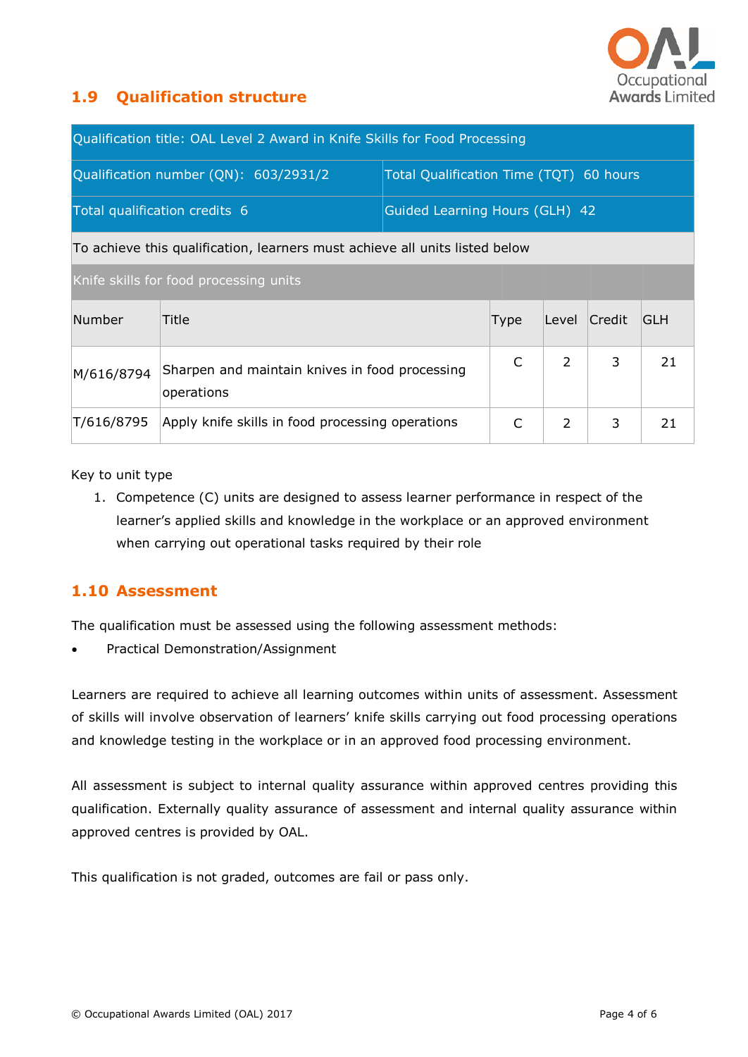## 1.9 Qualification structure

| Qualification title: OAL Level 2 Award in Knife Skills for Food Processing | | | | | |
|---|---|---|---|---|---|
| Qualification number (QN): 603/2931/2 | | Total Qualification Time (TQT) 60 hours | | | |
| Total qualification credits 6 | | Guided Learning Hours (GLH) 42 | | | |
| To achieve this qualification, learners must achieve all units listed below | | | | | |
| Knife skills for food processing units | | | | | |
| Number | Title | Type | Level | Credit | GLH |
| M/616/8794 | Sharpen and maintain knives in food processing operations | C | 2 | 3 | 21 |
| T/616/8795 | Apply knife skills in food processing operations | C | 2 | 3 | 21 |

Key to unit type

1. Competence (C) units are designed to assess learner performance in respect of the learner's applied skills and knowledge in the workplace or an approved environment when carrying out operational tasks required by their role

## 1.10 Assessment

The qualification must be assessed using the following assessment methods:

- Practical Demonstration/Assignment

Learners are required to achieve all learning outcomes within units of assessment. Assessment of skills will involve observation of learners' knife skills carrying out food processing operations and knowledge testing in the workplace or in an approved food processing environment.

All assessment is subject to internal quality assurance within approved centres providing this qualification. Externally quality assurance of assessment and internal quality assurance within approved centres is provided by OAL.

This qualification is not graded, outcomes are fail or pass only.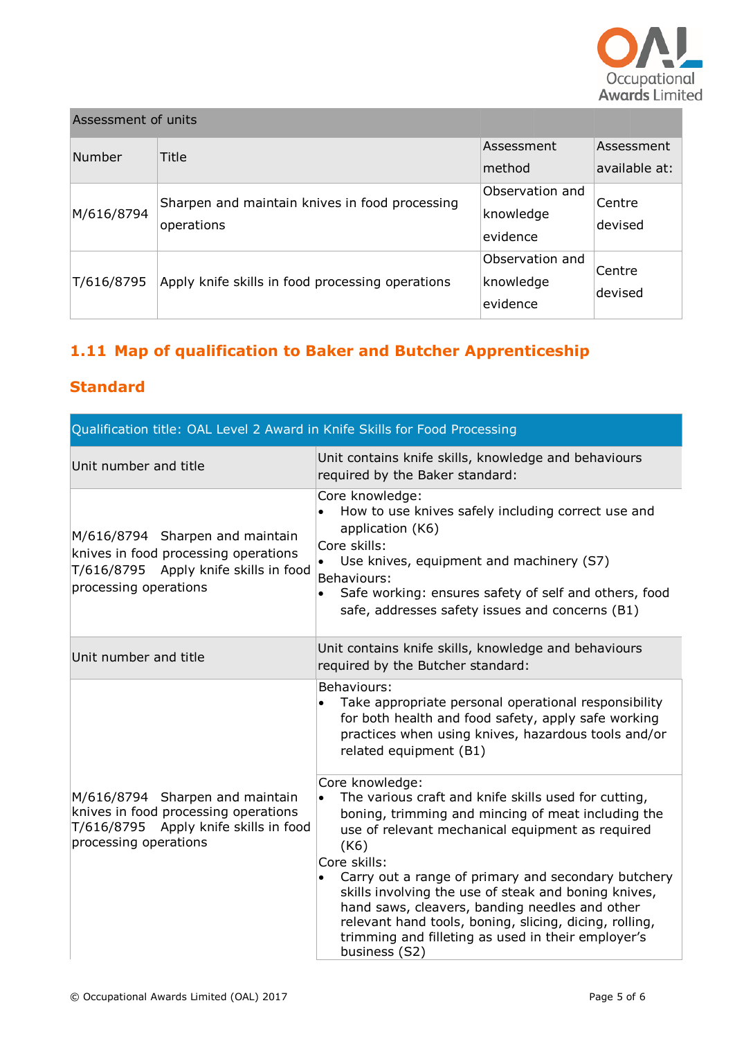| Assessment of units | | | |
|---|---|---|---|
| Number | Title | Assessment method | Assessment available at: |
| M/616/8794 | Sharpen and maintain knives in food processing operations | Observation and knowledge evidence | Centre devised |
| T/616/8795 | Apply knife skills in food processing operations | Observation and knowledge evidence | Centre devised |

## 1.11 Map of qualification to Baker and Butcher Apprenticeship Standard

| Qualification title: OAL Level 2 Award in Knife Skills for Food Processing | |
|---|---|
| Unit number and title | Unit contains knife skills, knowledge and behaviours required by the Baker standard: |
| M/616/8794 Sharpen and maintain knives in food processing operations<br>T/616/8795 Apply knife skills in food processing operations | Core knowledge:<br>• How to use knives safely including correct use and application (K6)<br>Core skills:<br>• Use knives, equipment and machinery (S7)<br>Behaviours:<br>• Safe working: ensures safety of self and others, food safe, addresses safety issues and concerns (B1) |
| Unit number and title | Unit contains knife skills, knowledge and behaviours required by the Butcher standard: |
| M/616/8794 Sharpen and maintain knives in food processing operations<br>T/616/8795 Apply knife skills in food processing operations | Behaviours:<br>• Take appropriate personal operational responsibility for both health and food safety, apply safe working practices when using knives, hazardous tools and/or related equipment (B1) |
| | Core knowledge:<br>• The various craft and knife skills used for cutting, boning, trimming and mincing of meat including the use of relevant mechanical equipment as required (K6)<br>Core skills:<br>• Carry out a range of primary and secondary butchery skills involving the use of steak and boning knives, hand saws, cleavers, banding needles and other relevant hand tools, boning, slicing, dicing, rolling, trimming and filleting as used in their employer's business (S2) |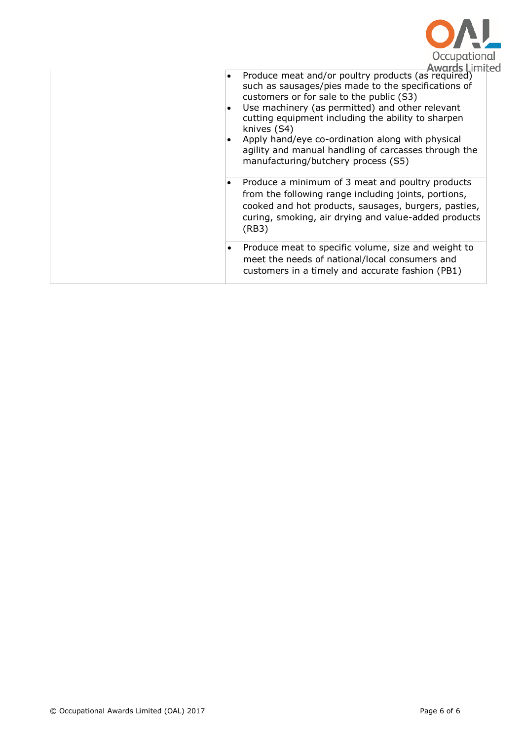| | |
|---|---|
| | • Produce meat and/or poultry products (as required) such as sausages/pies made to the specifications of customers or for sale to the public (S3)<br>• Use machinery (as permitted) and other relevant cutting equipment including the ability to sharpen knives (S4)<br>• Apply hand/eye co-ordination along with physical agility and manual handling of carcasses through the manufacturing/butchery process (S5) |
| | • Produce a minimum of 3 meat and poultry products from the following range including joints, portions, cooked and hot products, sausages, burgers, pasties, curing, smoking, air drying and value-added products (RB3) |
| | • Produce meat to specific volume, size and weight to meet the needs of national/local consumers and customers in a timely and accurate fashion (PB1) |

© Occupational Awards Limited (OAL) 2017